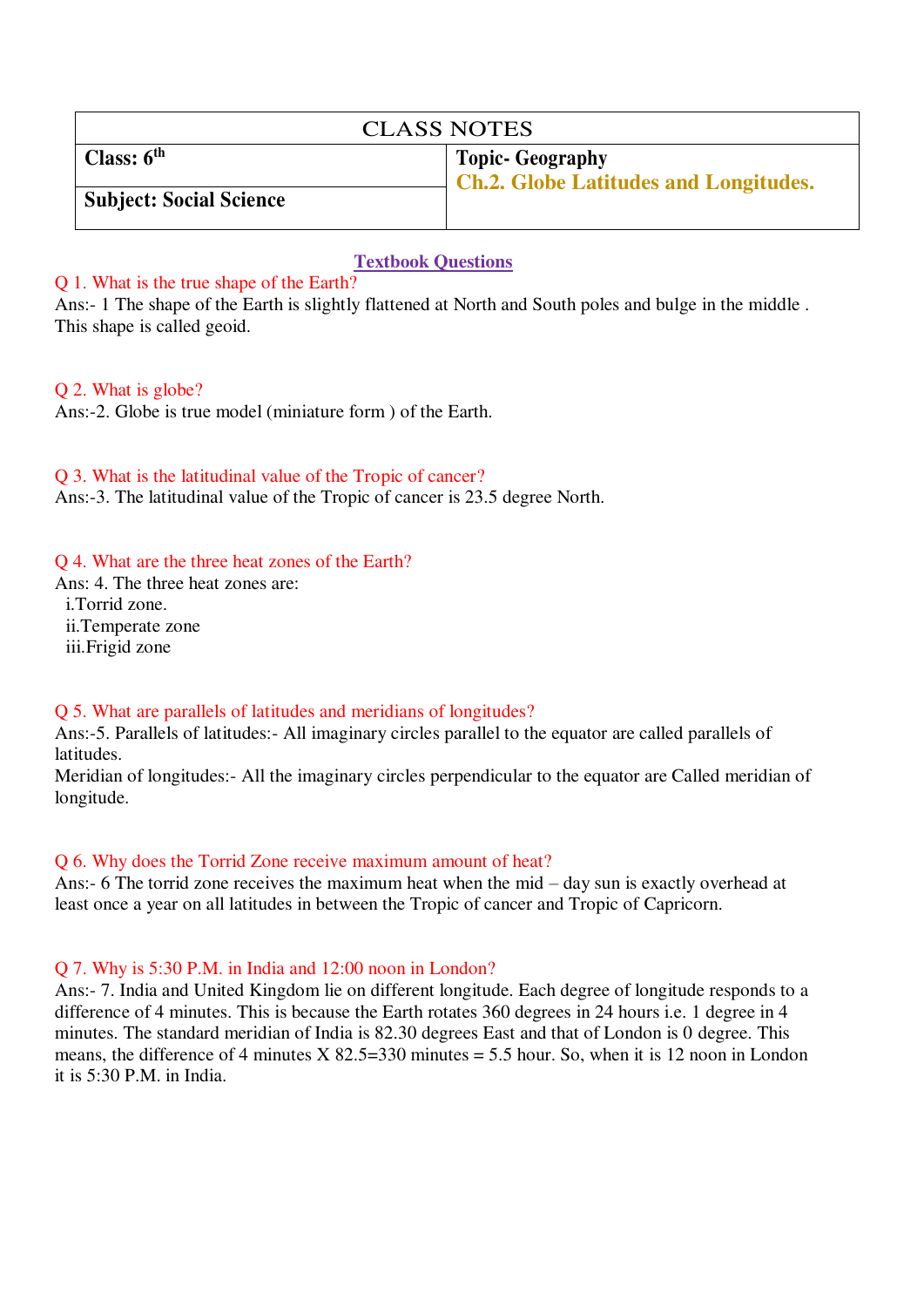| CLASS NOTES | |
|---|---|
| **Class: 6th** | **Topic- Geography** **Ch.2. Globe Latitudes and Longitudes.** |
| **Subject: Social Science** | |

## Textbook Questions

Q 1. What is the true shape of the Earth?

Ans:- 1 The shape of the Earth is slightly flattened at North and South poles and bulge in the middle . This shape is called geoid.

Q 2. What is globe?

Ans:-2. Globe is true model (miniature form ) of the Earth.

Q 3. What is the latitudinal value of the Tropic of cancer?

Ans:-3. The latitudinal value of the Tropic of cancer is 23.5 degree North.

Q 4. What are the three heat zones of the Earth?

Ans: 4. The three heat zones are:

i.Torrid zone.
ii.Temperate zone
iii.Frigid zone

Q 5. What are parallels of latitudes and meridians of longitudes?

Ans:-5. Parallels of latitudes:- All imaginary circles parallel to the equator are called parallels of latitudes.

Meridian of longitudes:- All the imaginary circles perpendicular to the equator are Called meridian of longitude.

Q 6. Why does the Torrid Zone receive maximum amount of heat?

Ans:- 6 The torrid zone receives the maximum heat when the mid – day sun is exactly overhead at least once a year on all latitudes in between the Tropic of cancer and Tropic of Capricorn.

Q 7. Why is 5:30 P.M. in India and 12:00 noon in London?

Ans:- 7. India and United Kingdom lie on different longitude. Each degree of longitude responds to a difference of 4 minutes. This is because the Earth rotates 360 degrees in 24 hours i.e. 1 degree in 4 minutes. The standard meridian of India is 82.30 degrees East and that of London is 0 degree. This means, the difference of 4 minutes X 82.5=330 minutes = 5.5 hour. So, when it is 12 noon in London it is 5:30 P.M. in India.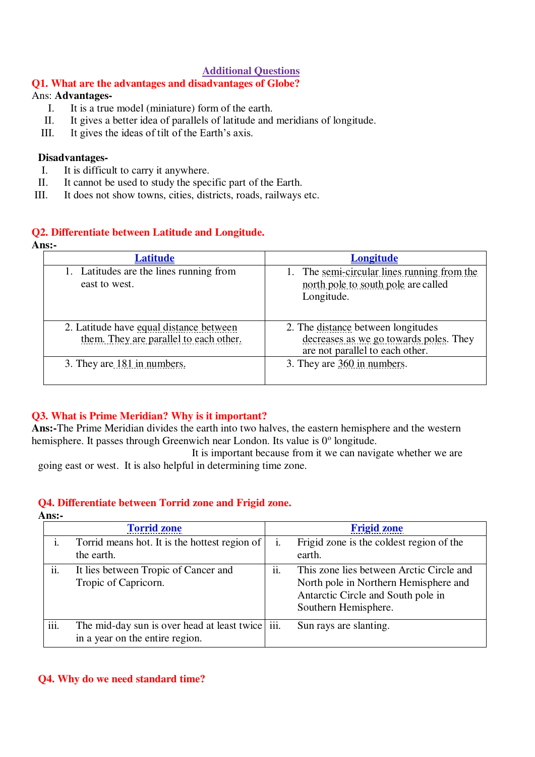## Additional Questions

**Q1. What are the advantages and disadvantages of Globe?**

Ans: **Advantages-**

I. It is a true model (miniature) form of the earth.
II. It gives a better idea of parallels of latitude and meridians of longitude.
III. It gives the ideas of tilt of the Earth's axis.

**Disadvantages-**

I. It is difficult to carry it anywhere.
II. It cannot be used to study the specific part of the Earth.
III. It does not show towns, cities, districts, roads, railways etc.

**Q2. Differentiate between Latitude and Longitude.**

**Ans:-**

| Latitude | Longitude |
|---|---|
| 1. Latitudes are the lines running from east to west. | 1. The semi-circular lines running from the north pole to south pole are called Longitude. |
| 2. Latitude have equal distance between them. They are parallel to each other. | 2. The distance between longitudes decreases as we go towards poles. They are not parallel to each other. |
| 3. They are 181 in numbers. | 3. They are 360 in numbers. |

**Q3. What is Prime Meridian? Why is it important?**

**Ans:-**The Prime Meridian divides the earth into two halves, the eastern hemisphere and the western hemisphere. It passes through Greenwich near London. Its value is $0^{o}$ longitude.

It is important because from it we can navigate whether we are going east or west. It is also helpful in determining time zone.

**Q4. Differentiate between Torrid zone and Frigid zone.**

**Ans:-**

| Torrid zone | Frigid zone |
|---|---|
| i. Torrid means hot. It is the hottest region of the earth. | i. Frigid zone is the coldest region of the earth. |
| ii. It lies between Tropic of Cancer and Tropic of Capricorn. | ii. This zone lies between Arctic Circle and North pole in Northern Hemisphere and Antarctic Circle and South pole in Southern Hemisphere. |
| iii. The mid-day sun is over head at least twice in a year on the entire region. | iii. Sun rays are slanting. |

**Q4. Why do we need standard time?**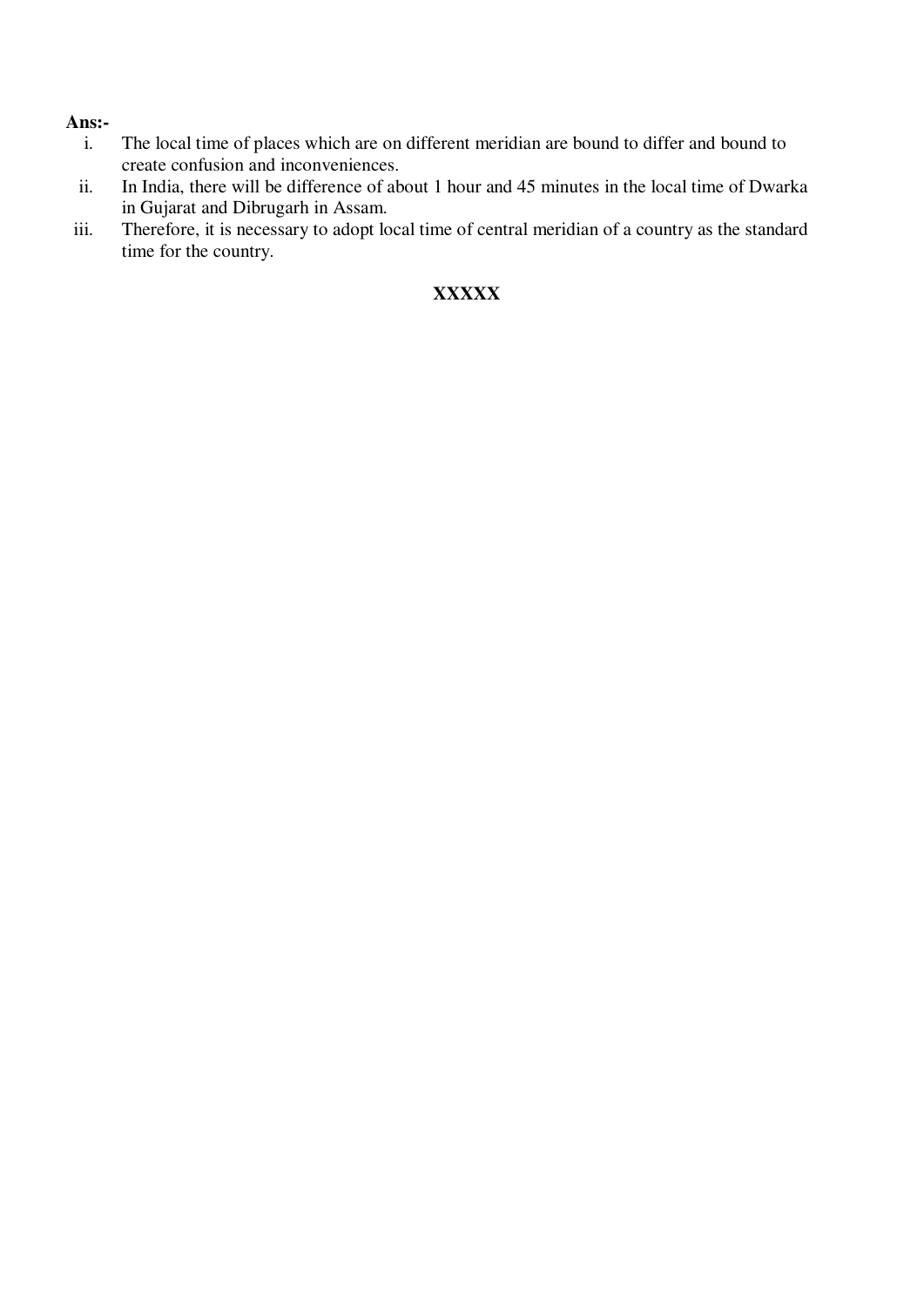**Ans:-**

i. The local time of places which are on different meridian are bound to differ and bound to create confusion and inconveniences.

ii. In India, there will be difference of about 1 hour and 45 minutes in the local time of Dwarka in Gujarat and Dibrugarh in Assam.

iii. Therefore, it is necessary to adopt local time of central meridian of a country as the standard time for the country.

**XXXXX**